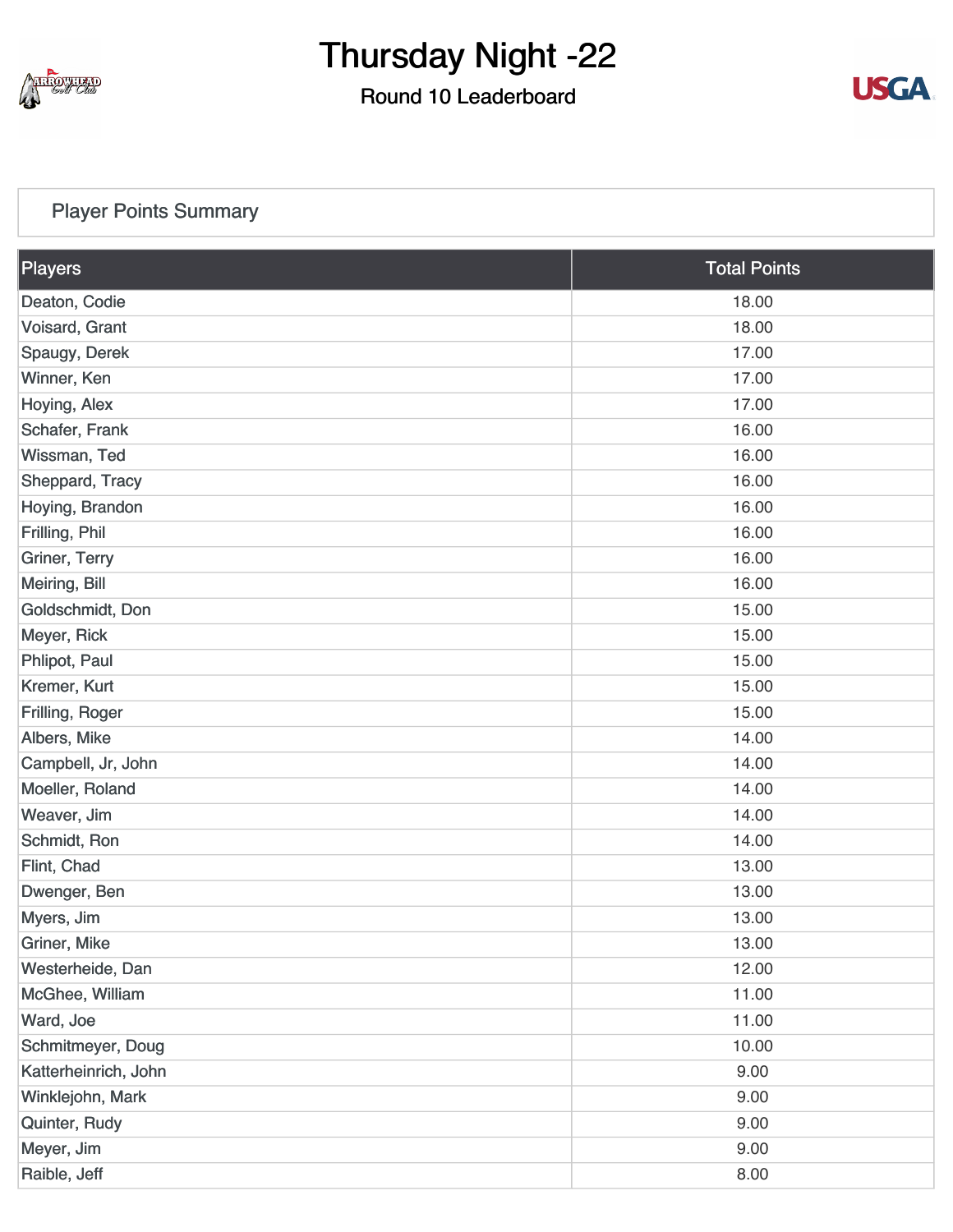# Thursday Night -22

## Round 10 Leaderboard

### Player Points Summary

| Players | Total Points |
|---|---|
| Deaton, Codie | 18.00 |
| Voisard, Grant | 18.00 |
| Spaugy, Derek | 17.00 |
| Winner, Ken | 17.00 |
| Hoying, Alex | 17.00 |
| Schafer, Frank | 16.00 |
| Wissman, Ted | 16.00 |
| Sheppard, Tracy | 16.00 |
| Hoying, Brandon | 16.00 |
| Frilling, Phil | 16.00 |
| Griner, Terry | 16.00 |
| Meiring, Bill | 16.00 |
| Goldschmidt, Don | 15.00 |
| Meyer, Rick | 15.00 |
| Phlipot, Paul | 15.00 |
| Kremer, Kurt | 15.00 |
| Frilling, Roger | 15.00 |
| Albers, Mike | 14.00 |
| Campbell, Jr, John | 14.00 |
| Moeller, Roland | 14.00 |
| Weaver, Jim | 14.00 |
| Schmidt, Ron | 14.00 |
| Flint, Chad | 13.00 |
| Dwenger, Ben | 13.00 |
| Myers, Jim | 13.00 |
| Griner, Mike | 13.00 |
| Westerheide, Dan | 12.00 |
| McGhee, William | 11.00 |
| Ward, Joe | 11.00 |
| Schmitmeyer, Doug | 10.00 |
| Katterheinrich, John | 9.00 |
| Winklejohn, Mark | 9.00 |
| Quinter, Rudy | 9.00 |
| Meyer, Jim | 9.00 |
| Raible, Jeff | 8.00 |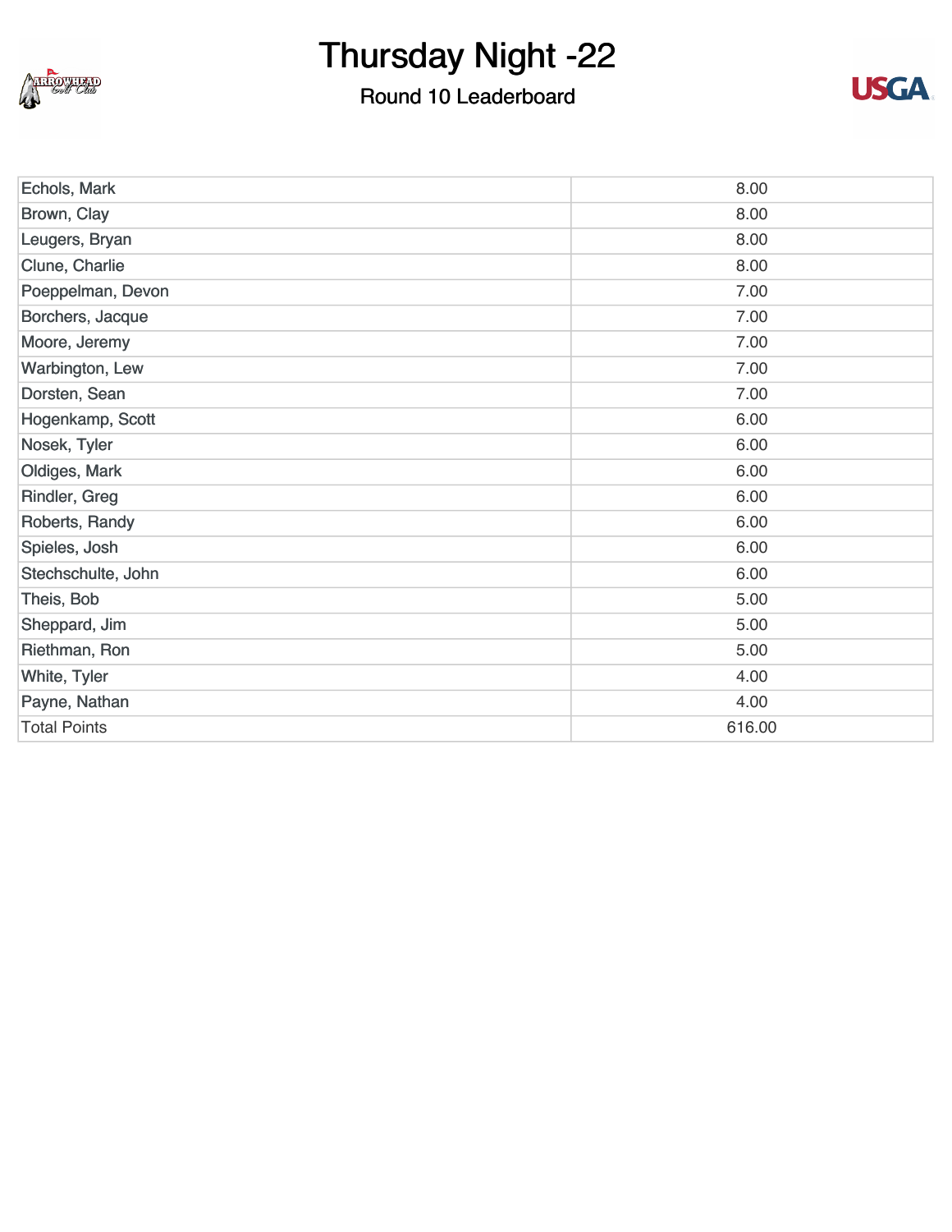# Thursday Night -22

## Round 10 Leaderboard

| | |
|---|---|
| Echols, Mark | 8.00 |
| Brown, Clay | 8.00 |
| Leugers, Bryan | 8.00 |
| Clune, Charlie | 8.00 |
| Poeppelman, Devon | 7.00 |
| Borchers, Jacque | 7.00 |
| Moore, Jeremy | 7.00 |
| Warbington, Lew | 7.00 |
| Dorsten, Sean | 7.00 |
| Hogenkamp, Scott | 6.00 |
| Nosek, Tyler | 6.00 |
| Oldiges, Mark | 6.00 |
| Rindler, Greg | 6.00 |
| Roberts, Randy | 6.00 |
| Spieles, Josh | 6.00 |
| Stechschulte, John | 6.00 |
| Theis, Bob | 5.00 |
| Sheppard, Jim | 5.00 |
| Riethman, Ron | 5.00 |
| White, Tyler | 4.00 |
| Payne, Nathan | 4.00 |
| Total Points | 616.00 |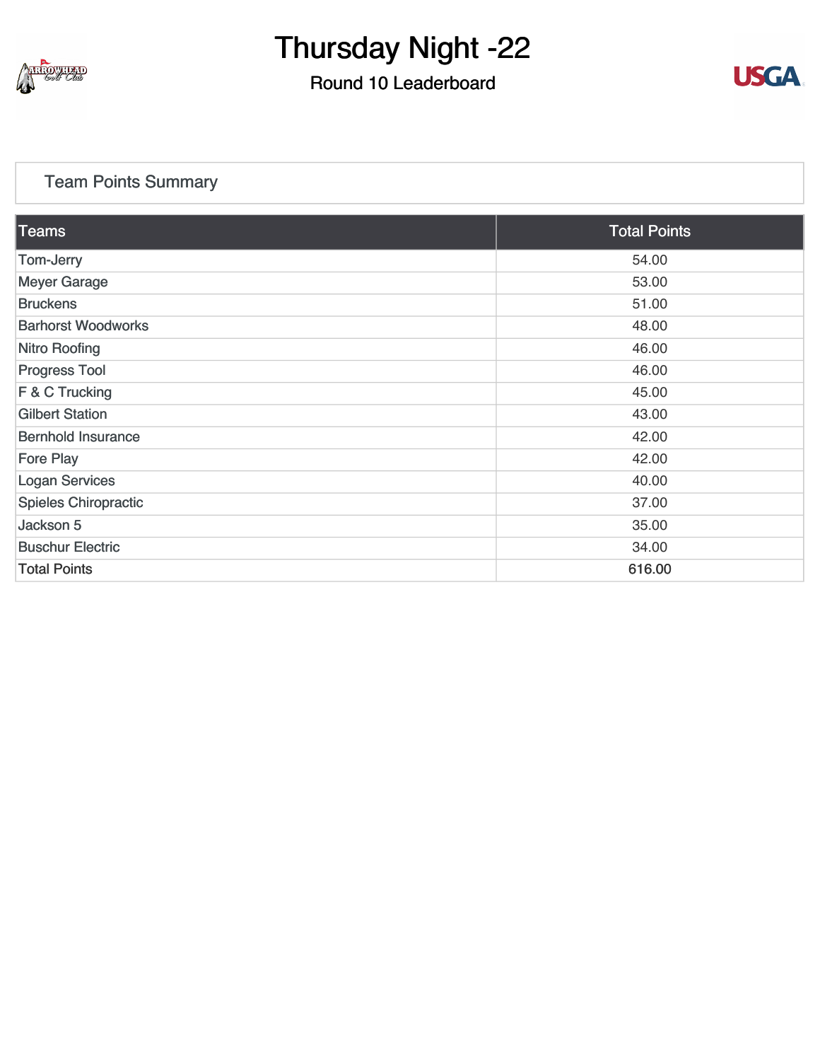# Thursday Night -22

## Round 10 Leaderboard

### Team Points Summary

| Teams | Total Points |
| --- | --- |
| Tom-Jerry | 54.00 |
| Meyer Garage | 53.00 |
| Bruckens | 51.00 |
| Barhorst Woodworks | 48.00 |
| Nitro Roofing | 46.00 |
| Progress Tool | 46.00 |
| F & C Trucking | 45.00 |
| Gilbert Station | 43.00 |
| Bernhold Insurance | 42.00 |
| Fore Play | 42.00 |
| Logan Services | 40.00 |
| Spieles Chiropractic | 37.00 |
| Jackson 5 | 35.00 |
| Buschur Electric | 34.00 |
| Total Points | 616.00 |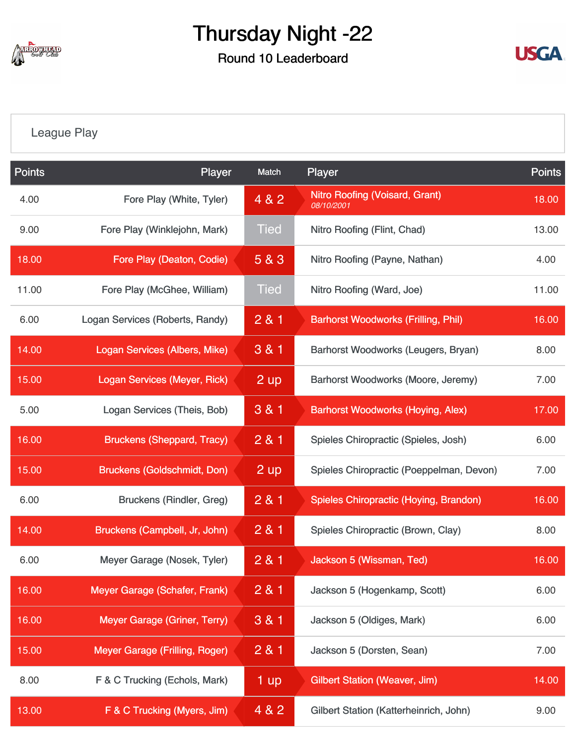# Thursday Night -22

## Round 10 Leaderboard

League Play

| Points | Player | Match | Player | Points |
|---|---|---|---|---|
| 4.00 | Fore Play (White, Tyler) | 4 & 2 | Nitro Roofing (Voisard, Grant) 08/10/2001 | 18.00 |
| 9.00 | Fore Play (Winklejohn, Mark) | Tied | Nitro Roofing (Flint, Chad) | 13.00 |
| 18.00 | Fore Play (Deaton, Codie) | 5 & 3 | Nitro Roofing (Payne, Nathan) | 4.00 |
| 11.00 | Fore Play (McGhee, William) | Tied | Nitro Roofing (Ward, Joe) | 11.00 |
| 6.00 | Logan Services (Roberts, Randy) | 2 & 1 | Barhorst Woodworks (Frilling, Phil) | 16.00 |
| 14.00 | Logan Services (Albers, Mike) | 3 & 1 | Barhorst Woodworks (Leugers, Bryan) | 8.00 |
| 15.00 | Logan Services (Meyer, Rick) | 2 up | Barhorst Woodworks (Moore, Jeremy) | 7.00 |
| 5.00 | Logan Services (Theis, Bob) | 3 & 1 | Barhorst Woodworks (Hoying, Alex) | 17.00 |
| 16.00 | Bruckens (Sheppard, Tracy) | 2 & 1 | Spieles Chiropractic (Spieles, Josh) | 6.00 |
| 15.00 | Bruckens (Goldschmidt, Don) | 2 up | Spieles Chiropractic (Poeppelman, Devon) | 7.00 |
| 6.00 | Bruckens (Rindler, Greg) | 2 & 1 | Spieles Chiropractic (Hoying, Brandon) | 16.00 |
| 14.00 | Bruckens (Campbell, Jr, John) | 2 & 1 | Spieles Chiropractic (Brown, Clay) | 8.00 |
| 6.00 | Meyer Garage (Nosek, Tyler) | 2 & 1 | Jackson 5 (Wissman, Ted) | 16.00 |
| 16.00 | Meyer Garage (Schafer, Frank) | 2 & 1 | Jackson 5 (Hogenkamp, Scott) | 6.00 |
| 16.00 | Meyer Garage (Griner, Terry) | 3 & 1 | Jackson 5 (Oldiges, Mark) | 6.00 |
| 15.00 | Meyer Garage (Frilling, Roger) | 2 & 1 | Jackson 5 (Dorsten, Sean) | 7.00 |
| 8.00 | F & C Trucking (Echols, Mark) | 1 up | Gilbert Station (Weaver, Jim) | 14.00 |
| 13.00 | F & C Trucking (Myers, Jim) | 4 & 2 | Gilbert Station (Katterheinrich, John) | 9.00 |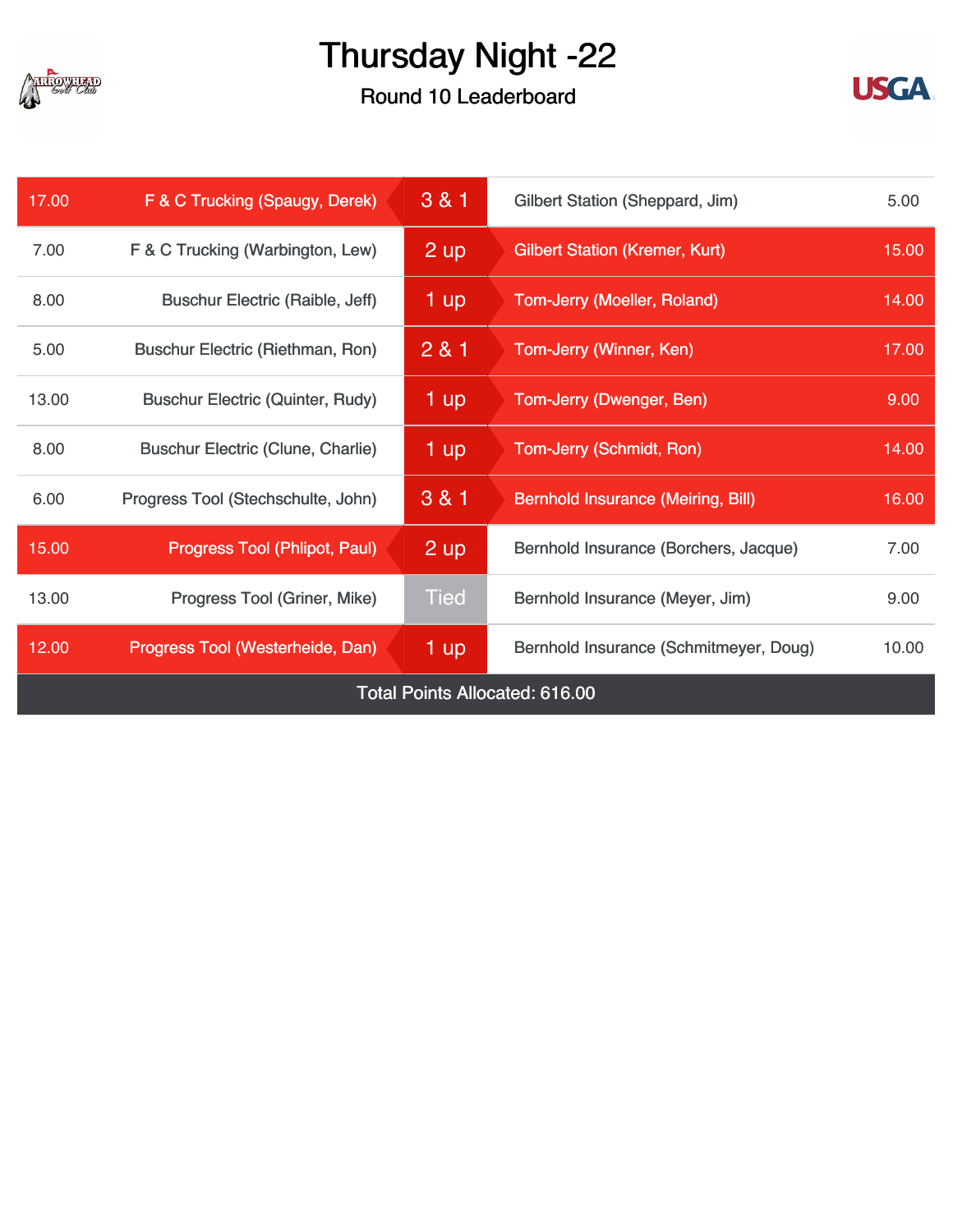# Thursday Night -22

## Round 10 Leaderboard

| Points | Player | Result | Player | Points |
|---|---|---|---|---|
| 17.00 | F & C Trucking (Spaugy, Derek) | 3 & 1 | Gilbert Station (Sheppard, Jim) | 5.00 |
| 7.00 | F & C Trucking (Warbington, Lew) | 2 up | Gilbert Station (Kremer, Kurt) | 15.00 |
| 8.00 | Buschur Electric (Raible, Jeff) | 1 up | Tom-Jerry (Moeller, Roland) | 14.00 |
| 5.00 | Buschur Electric (Riethman, Ron) | 2 & 1 | Tom-Jerry (Winner, Ken) | 17.00 |
| 13.00 | Buschur Electric (Quinter, Rudy) | 1 up | Tom-Jerry (Dwenger, Ben) | 9.00 |
| 8.00 | Buschur Electric (Clune, Charlie) | 1 up | Tom-Jerry (Schmidt, Ron) | 14.00 |
| 6.00 | Progress Tool (Stechschulte, John) | 3 & 1 | Bernhold Insurance (Meiring, Bill) | 16.00 |
| 15.00 | Progress Tool (Phlipot, Paul) | 2 up | Bernhold Insurance (Borchers, Jacque) | 7.00 |
| 13.00 | Progress Tool (Griner, Mike) | Tied | Bernhold Insurance (Meyer, Jim) | 9.00 |
| 12.00 | Progress Tool (Westerheide, Dan) | 1 up | Bernhold Insurance (Schmitmeyer, Doug) | 10.00 |

Total Points Allocated: 616.00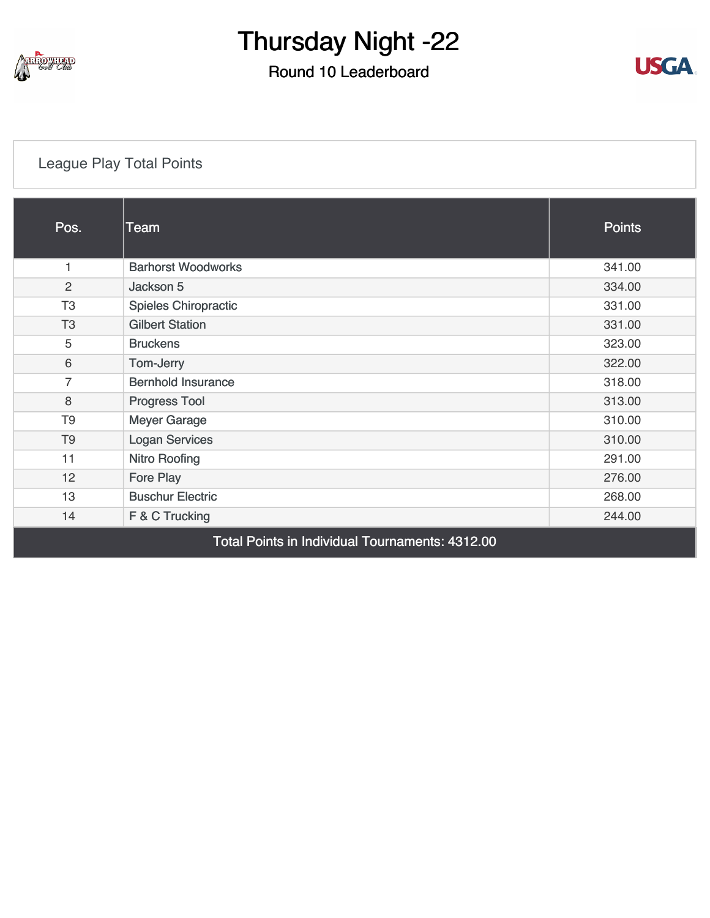# Thursday Night -22

## Round 10 Leaderboard

League Play Total Points

| Pos. | Team | Points |
|---|---|---|
| 1 | Barhorst Woodworks | 341.00 |
| 2 | Jackson 5 | 334.00 |
| T3 | Spieles Chiropractic | 331.00 |
| T3 | Gilbert Station | 331.00 |
| 5 | Bruckens | 323.00 |
| 6 | Tom-Jerry | 322.00 |
| 7 | Bernhold Insurance | 318.00 |
| 8 | Progress Tool | 313.00 |
| T9 | Meyer Garage | 310.00 |
| T9 | Logan Services | 310.00 |
| 11 | Nitro Roofing | 291.00 |
| 12 | Fore Play | 276.00 |
| 13 | Buschur Electric | 268.00 |
| 14 | F & C Trucking | 244.00 |

Total Points in Individual Tournaments: 4312.00